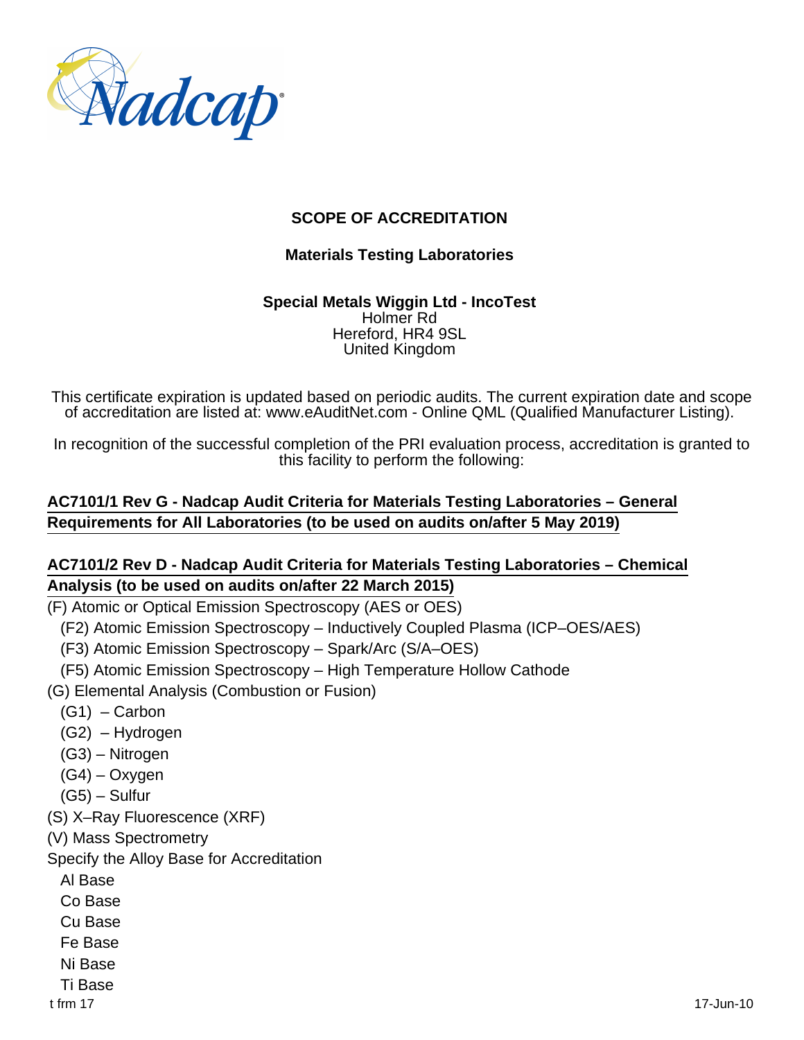# SCOPE OF ACCREDITATION

## Materials Testing Laboratories

**Special Metals Wiggin Ltd - IncoTest**
Holmer Rd
Hereford, HR4 9SL
United Kingdom

This certificate expiration is updated based on periodic audits. The current expiration date and scope of accreditation are listed at: www.eAuditNet.com - Online QML (Qualified Manufacturer Listing).

In recognition of the successful completion of the PRI evaluation process, accreditation is granted to this facility to perform the following:

**AC7101/1 Rev G - Nadcap Audit Criteria for Materials Testing Laboratories – General Requirements for All Laboratories (to be used on audits on/after 5 May 2019)**

**AC7101/2 Rev D - Nadcap Audit Criteria for Materials Testing Laboratories – Chemical Analysis (to be used on audits on/after 22 March 2015)**

- (F) Atomic or Optical Emission Spectroscopy (AES or OES)
  - (F2) Atomic Emission Spectroscopy – Inductively Coupled Plasma (ICP–OES/AES)
  - (F3) Atomic Emission Spectroscopy – Spark/Arc (S/A–OES)
  - (F5) Atomic Emission Spectroscopy – High Temperature Hollow Cathode
- (G) Elemental Analysis (Combustion or Fusion)
  - (G1) – Carbon
  - (G2) – Hydrogen
  - (G3) – Nitrogen
  - (G4) – Oxygen
  - (G5) – Sulfur
- (S) X–Ray Fluorescence (XRF)
- (V) Mass Spectrometry
- Specify the Alloy Base for Accreditation
  - Al Base
  - Co Base
  - Cu Base
  - Fe Base
  - Ni Base
  - Ti Base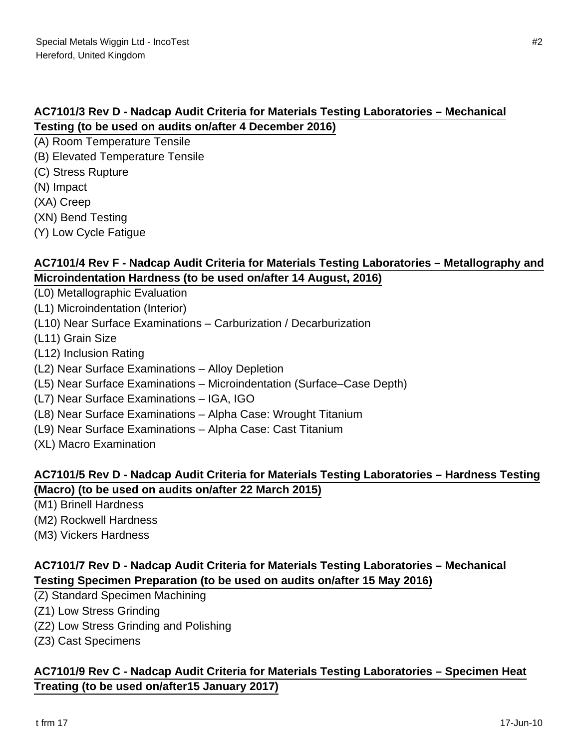**AC7101/3 Rev D - Nadcap Audit Criteria for Materials Testing Laboratories – Mechanical Testing (to be used on audits on/after 4 December 2016)**

(A) Room Temperature Tensile
(B) Elevated Temperature Tensile
(C) Stress Rupture
(N) Impact
(XA) Creep
(XN) Bend Testing
(Y) Low Cycle Fatigue

**AC7101/4 Rev F - Nadcap Audit Criteria for Materials Testing Laboratories – Metallography and Microindentation Hardness (to be used on/after 14 August, 2016)**

(L0) Metallographic Evaluation
(L1) Microindentation (Interior)
(L10) Near Surface Examinations – Carburization / Decarburization
(L11) Grain Size
(L12) Inclusion Rating
(L2) Near Surface Examinations – Alloy Depletion
(L5) Near Surface Examinations – Microindentation (Surface–Case Depth)
(L7) Near Surface Examinations – IGA, IGO
(L8) Near Surface Examinations – Alpha Case: Wrought Titanium
(L9) Near Surface Examinations – Alpha Case: Cast Titanium
(XL) Macro Examination

**AC7101/5 Rev D - Nadcap Audit Criteria for Materials Testing Laboratories – Hardness Testing (Macro) (to be used on audits on/after 22 March 2015)**

(M1) Brinell Hardness
(M2) Rockwell Hardness
(M3) Vickers Hardness

**AC7101/7 Rev D - Nadcap Audit Criteria for Materials Testing Laboratories – Mechanical Testing Specimen Preparation (to be used on audits on/after 15 May 2016)**

(Z) Standard Specimen Machining
(Z1) Low Stress Grinding
(Z2) Low Stress Grinding and Polishing
(Z3) Cast Specimens

**AC7101/9 Rev C - Nadcap Audit Criteria for Materials Testing Laboratories – Specimen Heat Treating (to be used on/after15 January 2017)**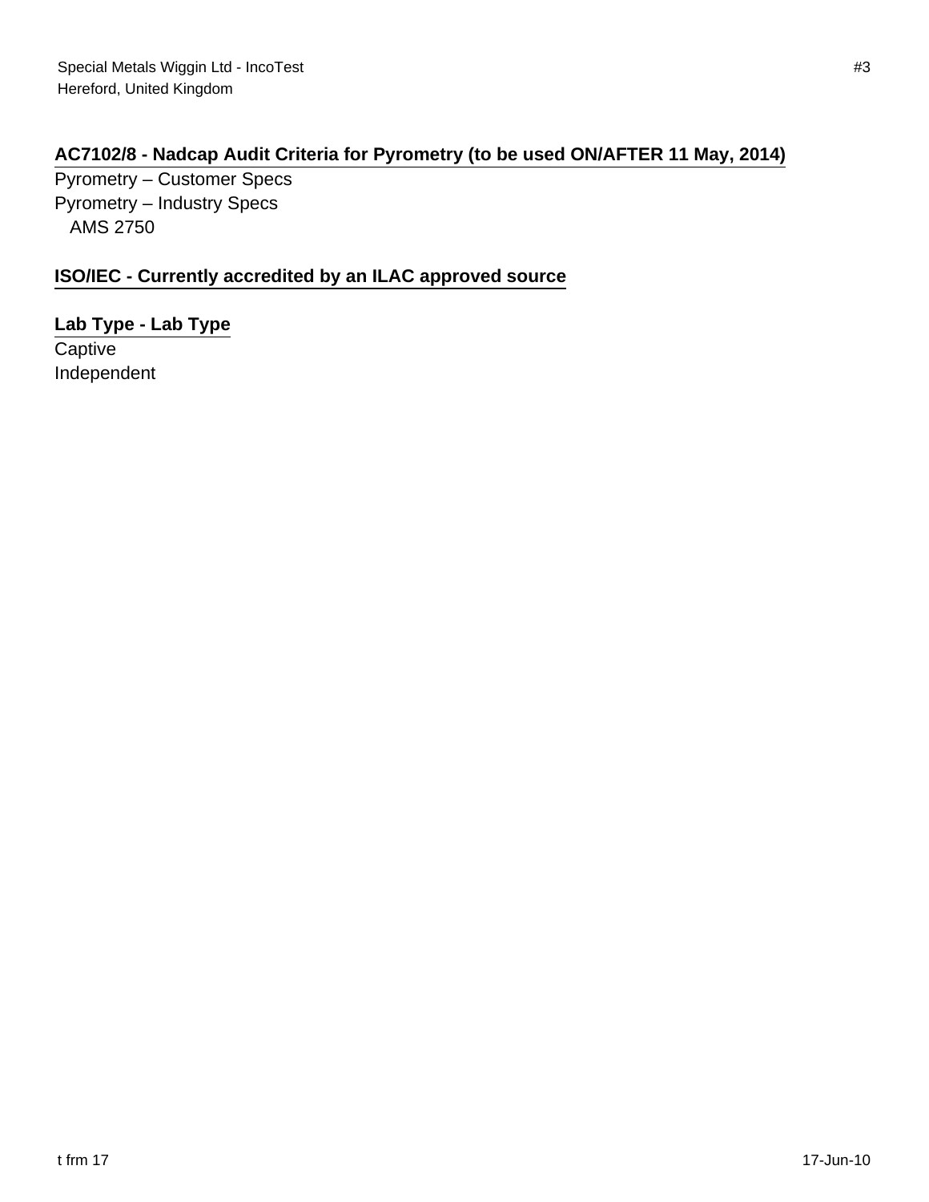## AC7102/8 - Nadcap Audit Criteria for Pyrometry (to be used ON/AFTER 11 May, 2014)

Pyrometry – Customer Specs

Pyrometry – Industry Specs

- AMS 2750

## ISO/IEC - Currently accredited by an ILAC approved source

## Lab Type - Lab Type

Captive

Independent